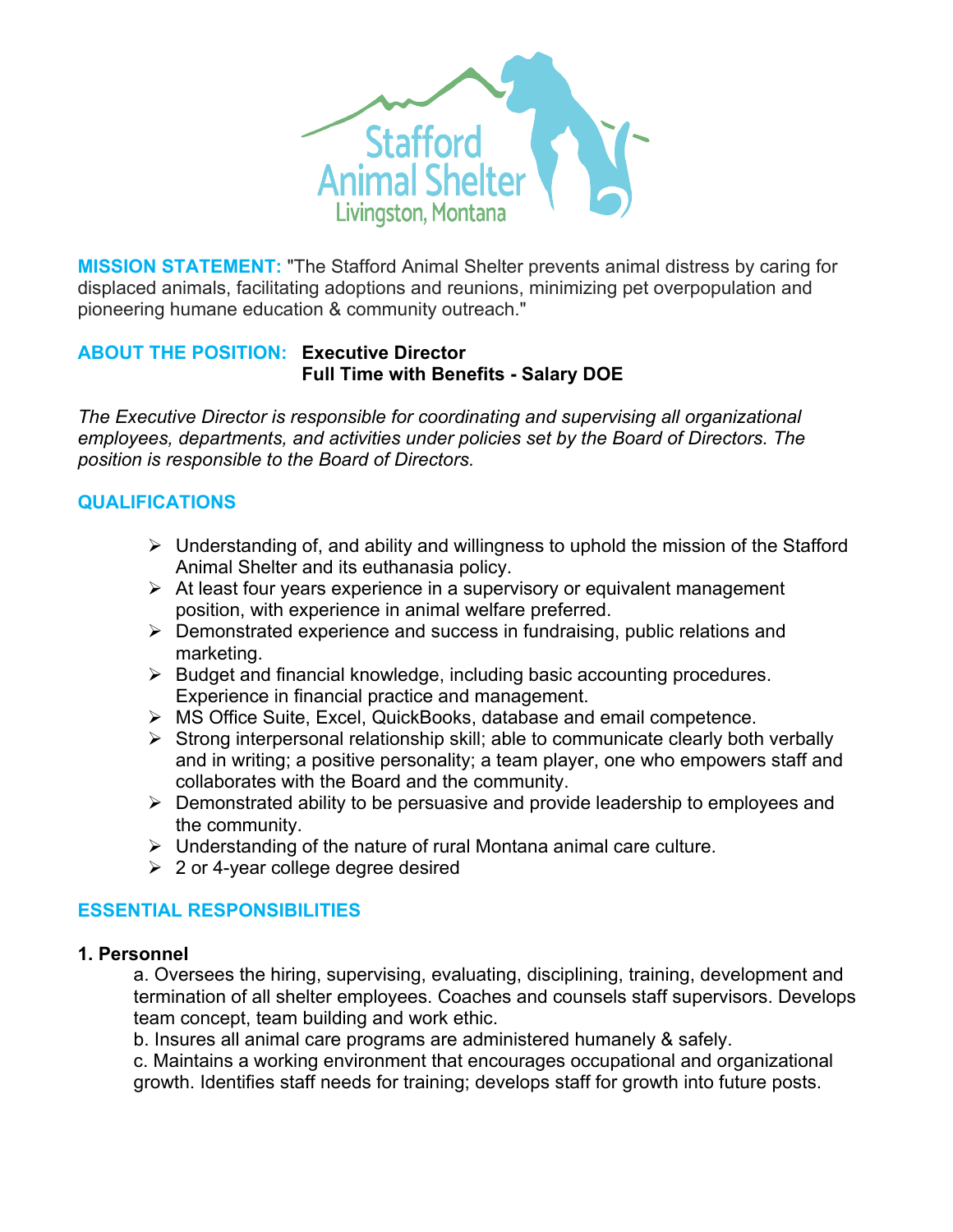Stafford Animal Shelter
Livingston, Montana

**MISSION STATEMENT:** "The Stafford Animal Shelter prevents animal distress by caring for displaced animals, facilitating adoptions and reunions, minimizing pet overpopulation and pioneering humane education & community outreach."

**ABOUT THE POSITION:** **Executive Director**
**Full Time with Benefits - Salary DOE**

*The Executive Director is responsible for coordinating and supervising all organizational employees, departments, and activities under policies set by the Board of Directors. The position is responsible to the Board of Directors.*

## QUALIFICATIONS

- Understanding of, and ability and willingness to uphold the mission of the Stafford Animal Shelter and its euthanasia policy.
- At least four years experience in a supervisory or equivalent management position, with experience in animal welfare preferred.
- Demonstrated experience and success in fundraising, public relations and marketing.
- Budget and financial knowledge, including basic accounting procedures. Experience in financial practice and management.
- MS Office Suite, Excel, QuickBooks, database and email competence.
- Strong interpersonal relationship skill; able to communicate clearly both verbally and in writing; a positive personality; a team player, one who empowers staff and collaborates with the Board and the community.
- Demonstrated ability to be persuasive and provide leadership to employees and the community.
- Understanding of the nature of rural Montana animal care culture.
- 2 or 4-year college degree desired

## ESSENTIAL RESPONSIBILITIES

### 1. Personnel

a. Oversees the hiring, supervising, evaluating, disciplining, training, development and termination of all shelter employees. Coaches and counsels staff supervisors. Develops team concept, team building and work ethic.
b. Insures all animal care programs are administered humanely & safely.
c. Maintains a working environment that encourages occupational and organizational growth. Identifies staff needs for training; develops staff for growth into future posts.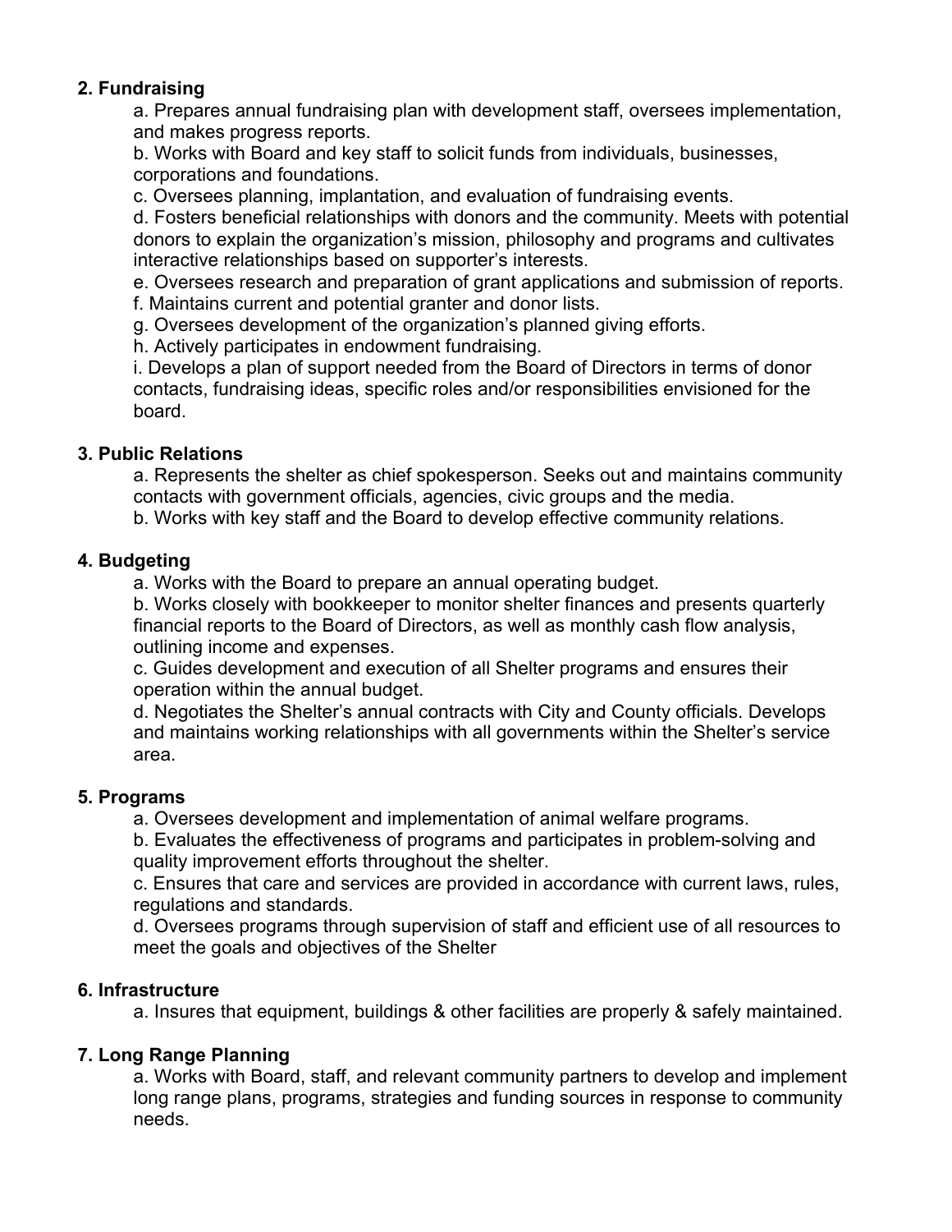**2. Fundraising**

a. Prepares annual fundraising plan with development staff, oversees implementation, and makes progress reports.
b. Works with Board and key staff to solicit funds from individuals, businesses, corporations and foundations.
c. Oversees planning, implantation, and evaluation of fundraising events.
d. Fosters beneficial relationships with donors and the community. Meets with potential donors to explain the organization's mission, philosophy and programs and cultivates interactive relationships based on supporter's interests.
e. Oversees research and preparation of grant applications and submission of reports.
f. Maintains current and potential granter and donor lists.
g. Oversees development of the organization's planned giving efforts.
h. Actively participates in endowment fundraising.
i. Develops a plan of support needed from the Board of Directors in terms of donor contacts, fundraising ideas, specific roles and/or responsibilities envisioned for the board.

**3. Public Relations**

a. Represents the shelter as chief spokesperson. Seeks out and maintains community contacts with government officials, agencies, civic groups and the media.
b. Works with key staff and the Board to develop effective community relations.

**4. Budgeting**

a. Works with the Board to prepare an annual operating budget.
b. Works closely with bookkeeper to monitor shelter finances and presents quarterly financial reports to the Board of Directors, as well as monthly cash flow analysis, outlining income and expenses.
c. Guides development and execution of all Shelter programs and ensures their operation within the annual budget.
d. Negotiates the Shelter's annual contracts with City and County officials. Develops and maintains working relationships with all governments within the Shelter's service area.

**5. Programs**

a. Oversees development and implementation of animal welfare programs.
b. Evaluates the effectiveness of programs and participates in problem-solving and quality improvement efforts throughout the shelter.
c. Ensures that care and services are provided in accordance with current laws, rules, regulations and standards.
d. Oversees programs through supervision of staff and efficient use of all resources to meet the goals and objectives of the Shelter

**6. Infrastructure**

a. Insures that equipment, buildings & other facilities are properly & safely maintained.

**7. Long Range Planning**

a. Works with Board, staff, and relevant community partners to develop and implement long range plans, programs, strategies and funding sources in response to community needs.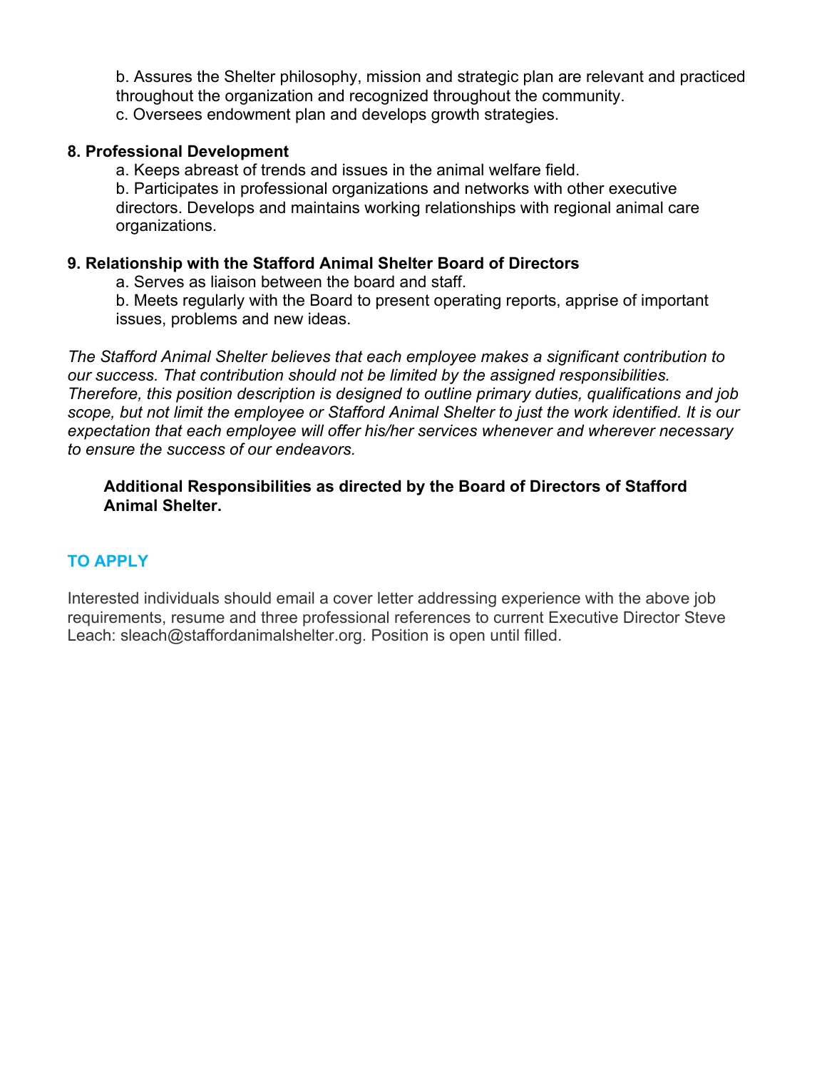b. Assures the Shelter philosophy, mission and strategic plan are relevant and practiced throughout the organization and recognized throughout the community.
c. Oversees endowment plan and develops growth strategies.

**8. Professional Development**

a. Keeps abreast of trends and issues in the animal welfare field.
b. Participates in professional organizations and networks with other executive directors. Develops and maintains working relationships with regional animal care organizations.

**9. Relationship with the Stafford Animal Shelter Board of Directors**

a. Serves as liaison between the board and staff.
b. Meets regularly with the Board to present operating reports, apprise of important issues, problems and new ideas.

*The Stafford Animal Shelter believes that each employee makes a significant contribution to our success. That contribution should not be limited by the assigned responsibilities. Therefore, this position description is designed to outline primary duties, qualifications and job scope, but not limit the employee or Stafford Animal Shelter to just the work identified. It is our expectation that each employee will offer his/her services whenever and wherever necessary to ensure the success of our endeavors.*

**Additional Responsibilities as directed by the Board of Directors of Stafford Animal Shelter.**

## TO APPLY

Interested individuals should email a cover letter addressing experience with the above job requirements, resume and three professional references to current Executive Director Steve Leach: sleach@staffordanimalshelter.org. Position is open until filled.